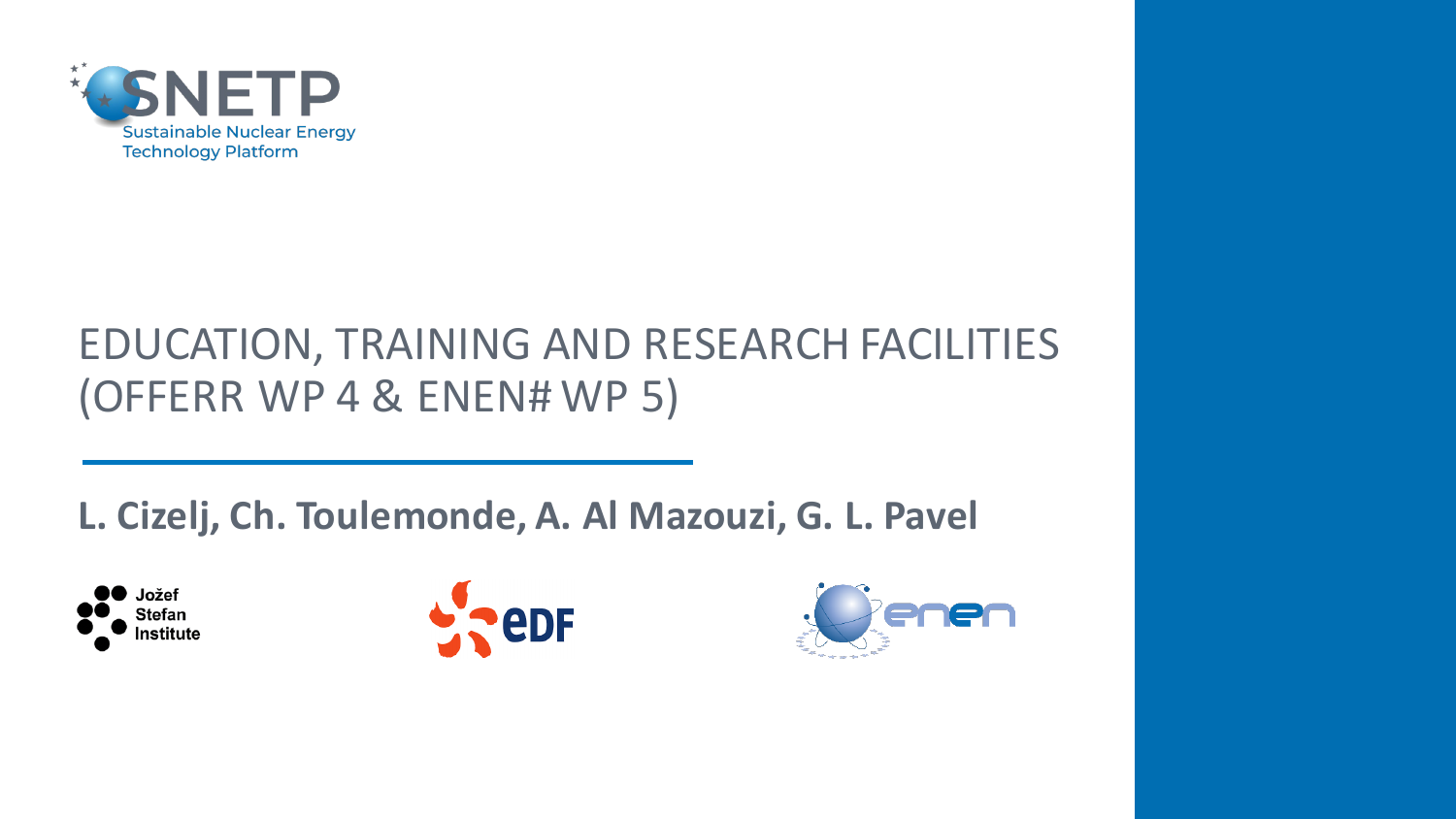SNETP Sustainable Nuclear Energy Technology Platform

# EDUCATION, TRAINING AND RESEARCH FACILITIES (OFFERR WP 4 & ENEN# WP 5)

**L. Cizelj, Ch. Toulemonde, A. Al Mazouzi, G. L. Pavel**

Jožef Stefan Institute

EDF

enen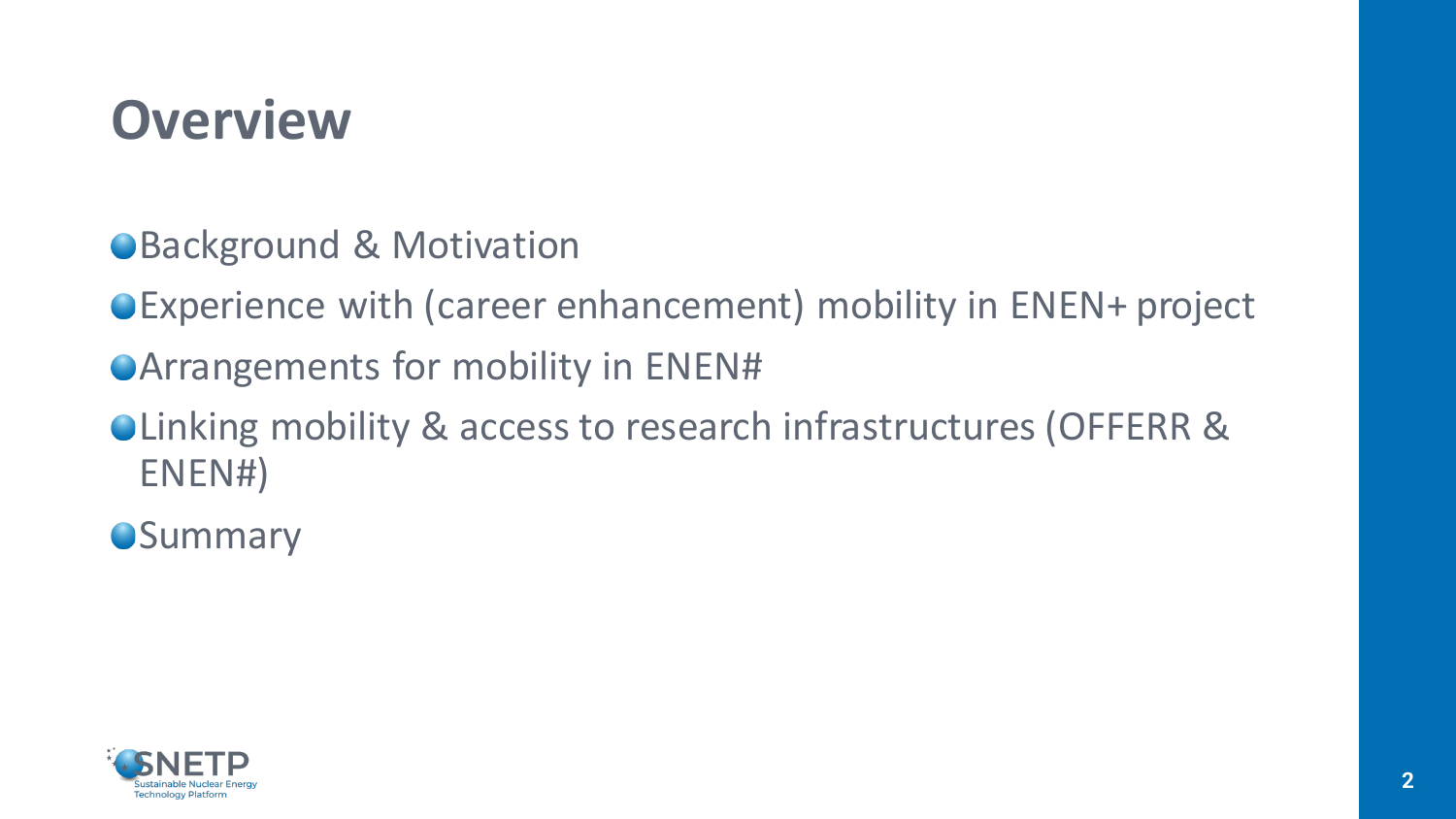# Overview

- Background & Motivation
- Experience with (career enhancement) mobility in ENEN+ project
- Arrangements for mobility in ENEN#
- Linking mobility & access to research infrastructures (OFFERR & ENEN#)
- Summary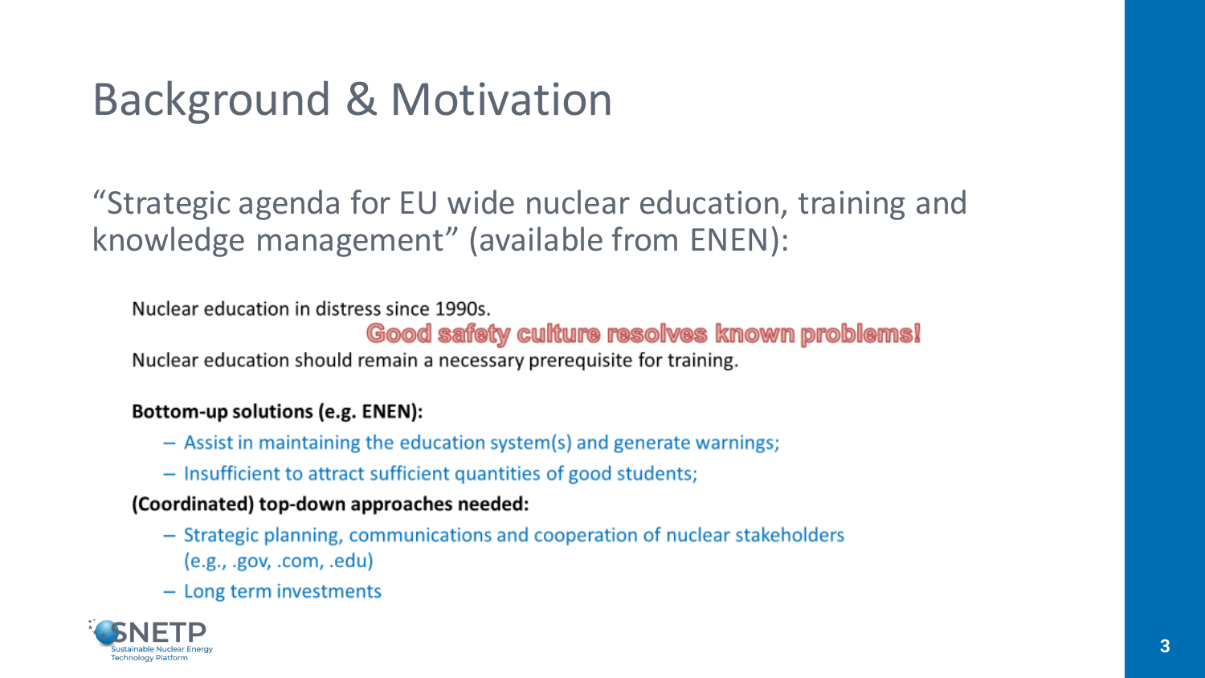# Background & Motivation

"Strategic agenda for EU wide nuclear education, training and knowledge management" (available from ENEN):

Nuclear education in distress since 1990s.

**Good safety culture resolves known problems!**

Nuclear education should remain a necessary prerequisite for training.

**Bottom-up solutions (e.g. ENEN):**

- Assist in maintaining the education system(s) and generate warnings;
- Insufficient to attract sufficient quantities of good students;

**(Coordinated) top-down approaches needed:**

- Strategic planning, communications and cooperation of nuclear stakeholders (e.g., .gov, .com, .edu)
- Long term investments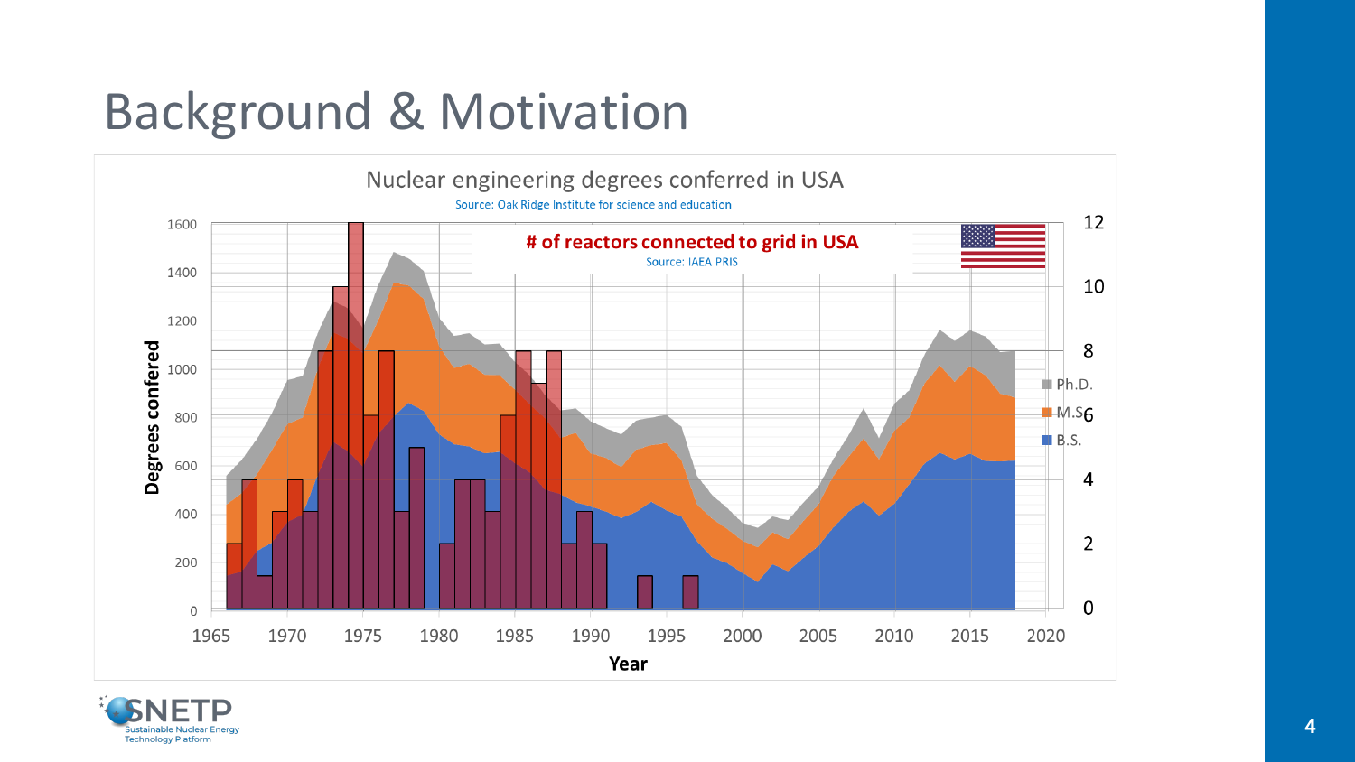# Background & Motivation

Nuclear engineering degrees conferred in USA

Source: Oak Ridge Institute for science and education

# of reactors connected to grid in USA

Source: IAEA PRIS

Degrees confered

Year

Ph.D.

M.S.

B.S.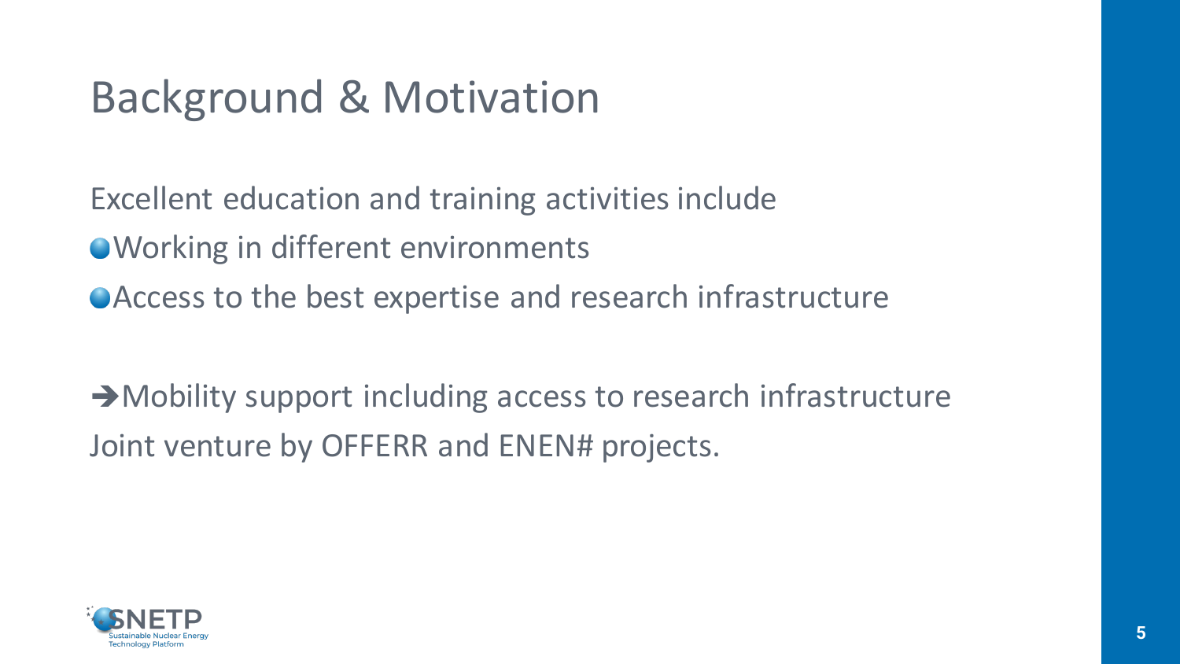# Background & Motivation

Excellent education and training activities include

- Working in different environments
- Access to the best expertise and research infrastructure

➔Mobility support including access to research infrastructure
Joint venture by OFFERR and ENEN# projects.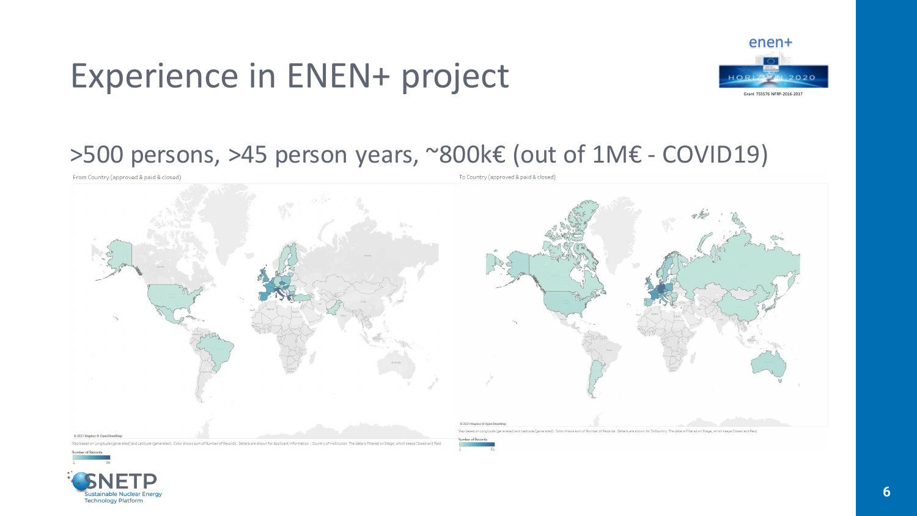# Experience in ENEN+ project

enen+

Grant 755576 NFRP-2016-2017

>500 persons, >45 person years, ~800k€ (out of 1M€ - COVID19)

From Country (approved & paid & closed)

© 2021 Mapbox © OpenStreetMap

Map based on Longitude (generated) and Latitude (generated). Color shows sum of Number of Records. Details are shown for Applicant Information | Country of Institution. The data is filtered on Stage, which keeps Closed and Paid.

Number of Records

1 36

To Country (approved & paid & closed)

© 2021 Mapbox © OpenStreetMap

Map based on Longitude (generated) and Latitude (generated). Color shows sum of Number of Records. Details are shown for ToCountry. The data is filtered on Stage, which keeps Closed and Paid.

Number of Records

1 51

SNETP Sustainable Nuclear Energy Technology Platform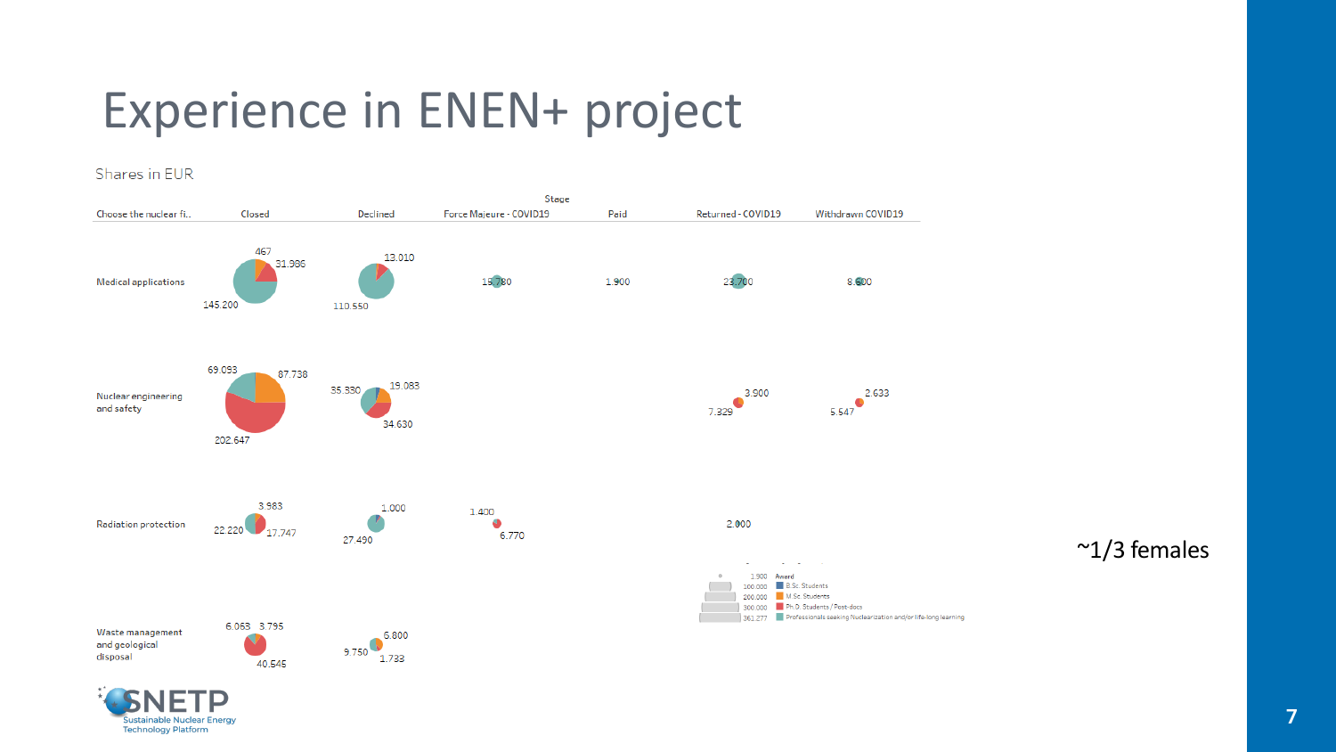# Experience in ENEN+ project

Shares in EUR

| Choose the nuclear fi.. | Closed | Declined | Force Majeure - COVID19 | Paid | Returned - COVID19 | Withdrawn COVID19 |
|---|---|---|---|---|---|---|
| Medical applications | 467; 31.986; 145.200 | 13.010; 110.550 | 15.780 | 1.900 | 23.700 | 8.600 |
| Nuclear engineering and safety | 69.093; 87.738; 202.647 | 35.330; 19.083; 34.630 | | | 3.900; 7.329 | 2.633; 5.547 |
| Radiation protection | 3.983; 22.220; 17.747 | 1.000; 27.490 | 1.400; 6.770 | | 2.000 | |
| Waste management and geological disposal | 6.063; 3.795; 40.545 | 6.800; 9.750; 1.733 | | | | |

Award: 1.900; 100.000; 200.000; 300.000; 361.277

- B.Sc. Students
- M.Sc. Students
- Ph.D. Students / Post-docs
- Professionals seeking Nuclearization and/or life-long learning

~1/3 females

SNETP Sustainable Nuclear Energy Technology Platform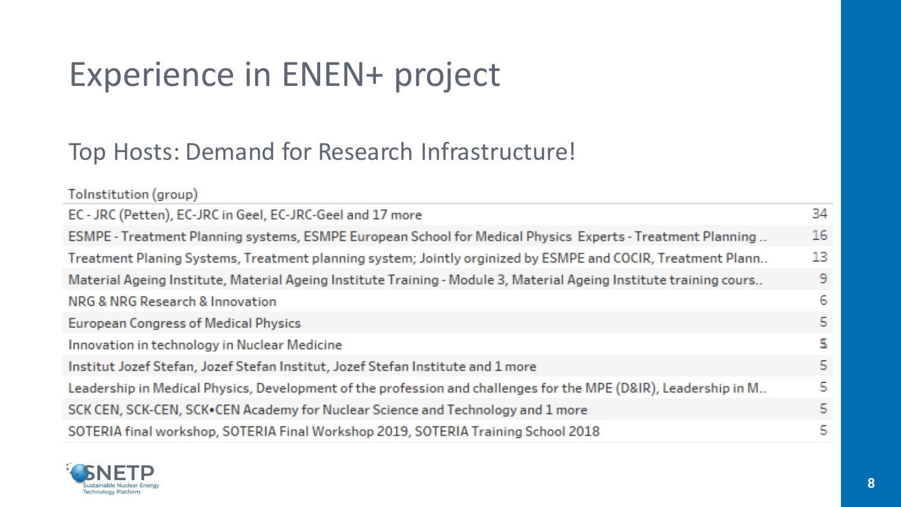# Experience in ENEN+ project

## Top Hosts: Demand for Research Infrastructure!

| ToInstitution (group) | |
|---|---|
| EC - JRC (Petten), EC-JRC in Geel, EC-JRC-Geel and 17 more | 34 |
| ESMPE - Treatment Planning systems, ESMPE European School for Medical Physics Experts - Treatment Planning .. | 16 |
| Treatment Planing Systems, Treatment planning system; Jointly orginized by ESMPE and COCIR, Treatment Plann.. | 13 |
| Material Ageing Institute, Material Ageing Institute Training - Module 3, Material Ageing Institute training cours.. | 9 |
| NRG & NRG Research & Innovation | 6 |
| European Congress of Medical Physics | 5 |
| Innovation in technology in Nuclear Medicine | 5 |
| Institut Jozef Stefan, Jozef Stefan Institut, Jozef Stefan Institute and 1 more | 5 |
| Leadership in Medical Physics, Development of the profession and challenges for the MPE (D&IR), Leadership in M.. | 5 |
| SCK CEN, SCK-CEN, SCK•CEN Academy for Nuclear Science and Technology and 1 more | 5 |
| SOTERIA final workshop, SOTERIA Final Workshop 2019, SOTERIA Training School 2018 | 5 |

SNETP Sustainable Nuclear Energy Technology Platform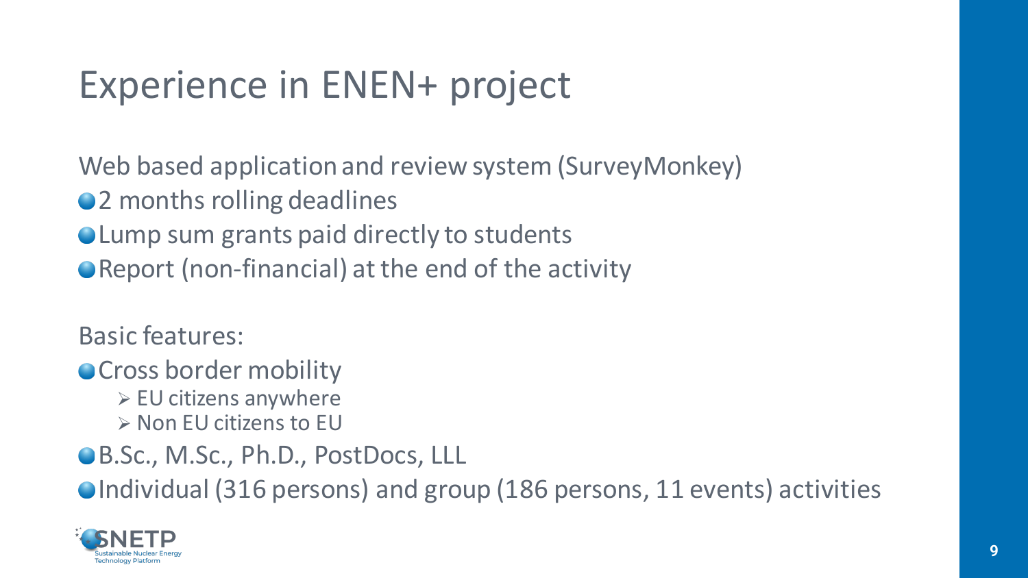# Experience in ENEN+ project

Web based application and review system (SurveyMonkey)

- 2 months rolling deadlines
- Lump sum grants paid directly to students
- Report (non-financial) at the end of the activity

Basic features:

- Cross border mobility
  - EU citizens anywhere
  - Non EU citizens to EU
- B.Sc., M.Sc., Ph.D., PostDocs, LLL
- Individual (316 persons) and group (186 persons, 11 events) activities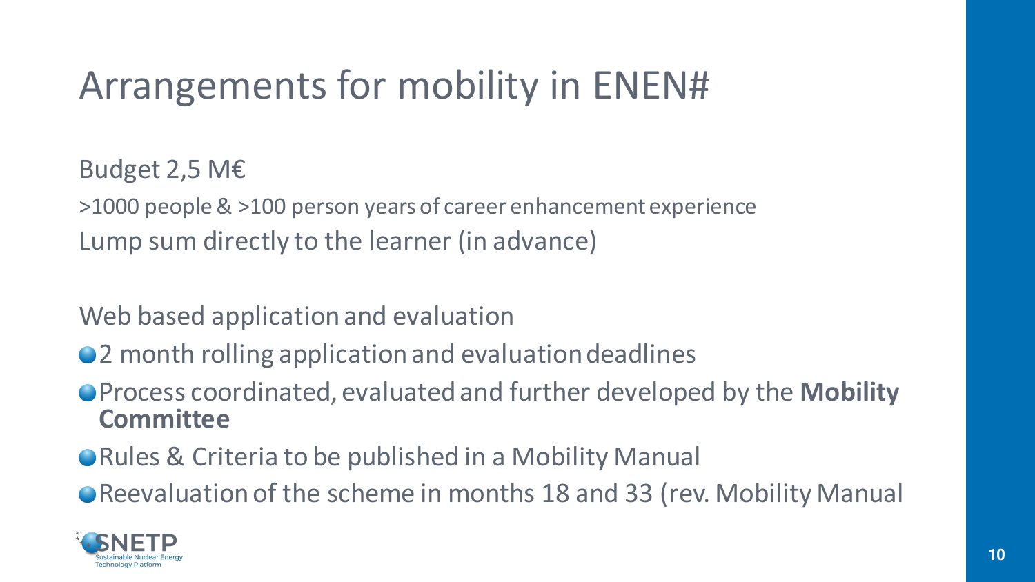# Arrangements for mobility in ENEN#

Budget 2,5 M€

>1000 people & >100 person years of career enhancement experience

Lump sum directly to the learner (in advance)

Web based application and evaluation

- 2 month rolling application and evaluation deadlines
- Process coordinated, evaluated and further developed by the **Mobility Committee**
- Rules & Criteria to be published in a Mobility Manual
- Reevaluation of the scheme in months 18 and 33 (rev. Mobility Manual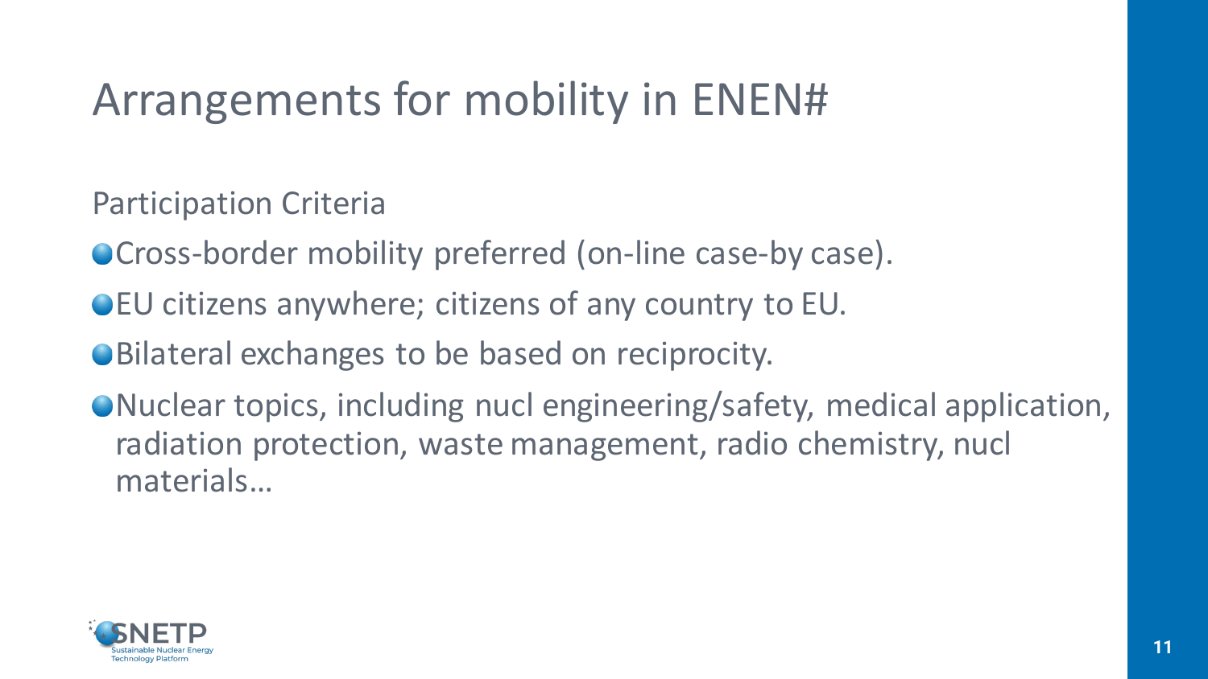# Arrangements for mobility in ENEN#

Participation Criteria

- Cross-border mobility preferred (on-line case-by case).
- EU citizens anywhere; citizens of any country to EU.
- Bilateral exchanges to be based on reciprocity.
- Nuclear topics, including nucl engineering/safety, medical application, radiation protection, waste management, radio chemistry, nucl materials…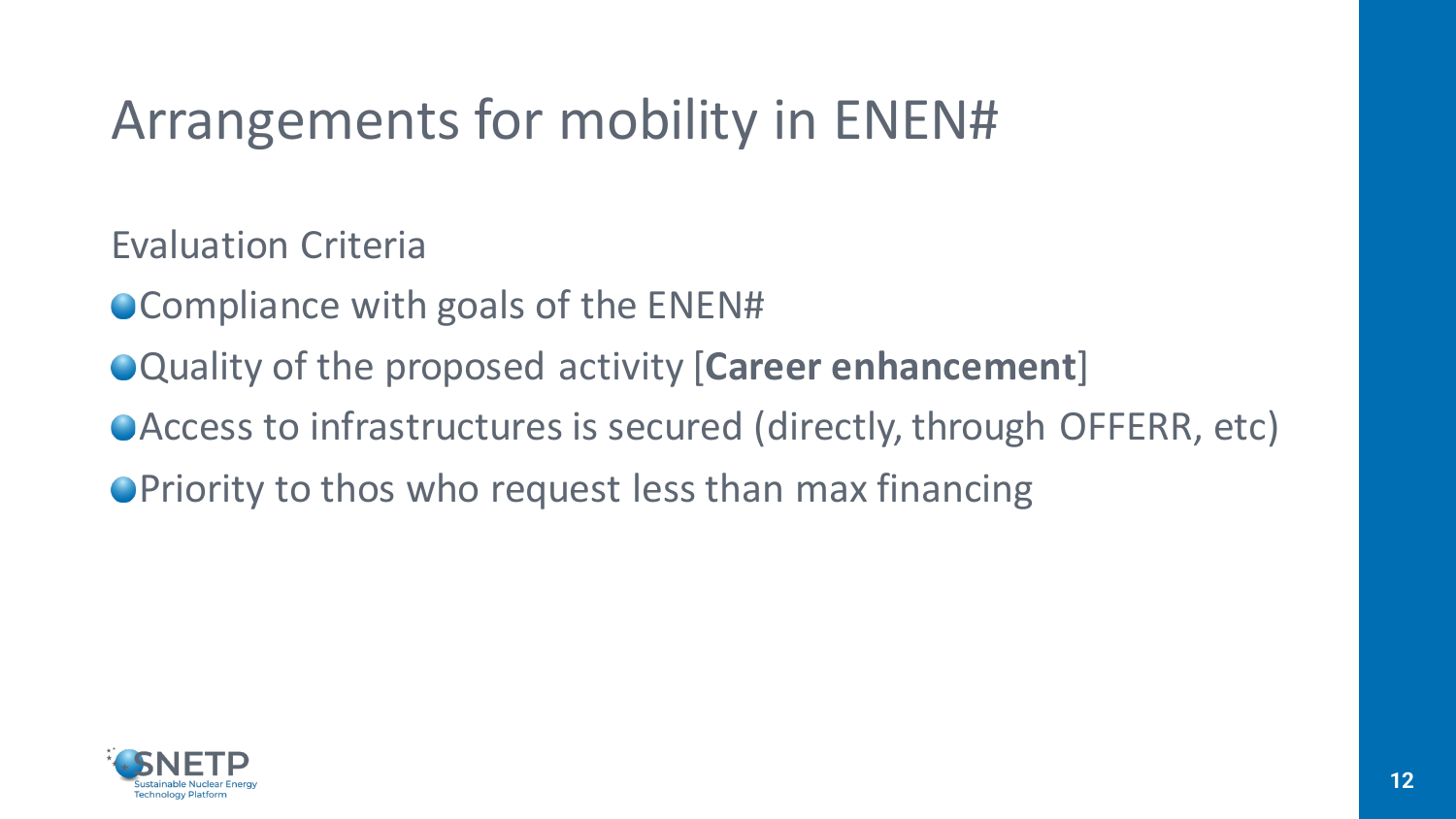# Arrangements for mobility in ENEN#

Evaluation Criteria

- Compliance with goals of the ENEN#
- Quality of the proposed activity [**Career enhancement**]
- Access to infrastructures is secured (directly, through OFFERR, etc)
- Priority to thos who request less than max financing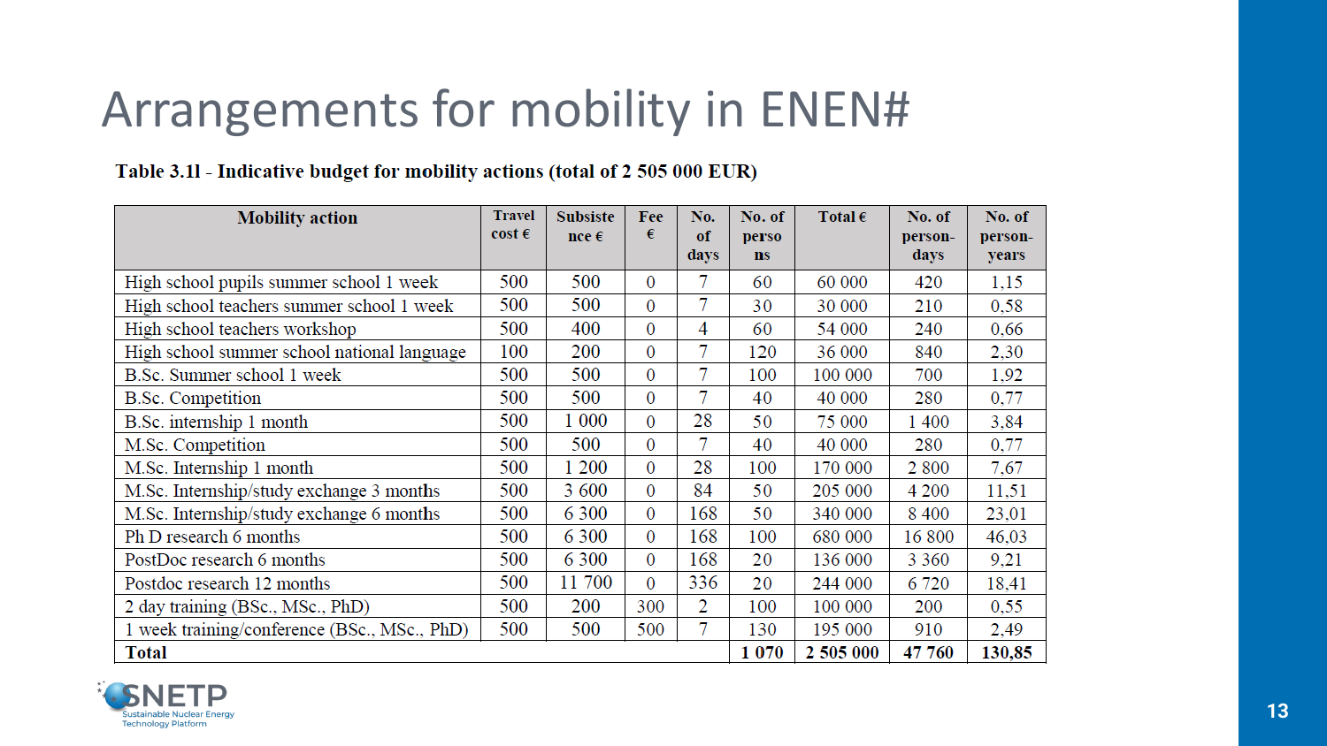# Arrangements for mobility in ENEN#

**Table 3.11 - Indicative budget for mobility actions (total of 2 505 000 EUR)**

| Mobility action | Travel cost € | Subsistence € | Fee € | No. of days | No. of persons | Total € | No. of person-days | No. of person-years |
|---|---|---|---|---|---|---|---|---|
| High school pupils summer school 1 week | 500 | 500 | 0 | 7 | 60 | 60 000 | 420 | 1,15 |
| High school teachers summer school 1 week | 500 | 500 | 0 | 7 | 30 | 30 000 | 210 | 0,58 |
| High school teachers workshop | 500 | 400 | 0 | 4 | 60 | 54 000 | 240 | 0,66 |
| High school summer school national language | 100 | 200 | 0 | 7 | 120 | 36 000 | 840 | 2,30 |
| B.Sc. Summer school 1 week | 500 | 500 | 0 | 7 | 100 | 100 000 | 700 | 1,92 |
| B.Sc. Competition | 500 | 500 | 0 | 7 | 40 | 40 000 | 280 | 0,77 |
| B.Sc. internship 1 month | 500 | 1 000 | 0 | 28 | 50 | 75 000 | 1 400 | 3,84 |
| M.Sc. Competition | 500 | 500 | 0 | 7 | 40 | 40 000 | 280 | 0,77 |
| M.Sc. Internship 1 month | 500 | 1 200 | 0 | 28 | 100 | 170 000 | 2 800 | 7,67 |
| M.Sc. Internship/study exchange 3 months | 500 | 3 600 | 0 | 84 | 50 | 205 000 | 4 200 | 11,51 |
| M.Sc. Internship/study exchange 6 months | 500 | 6 300 | 0 | 168 | 50 | 340 000 | 8 400 | 23,01 |
| Ph D research 6 months | 500 | 6 300 | 0 | 168 | 100 | 680 000 | 16 800 | 46,03 |
| PostDoc research 6 months | 500 | 6 300 | 0 | 168 | 20 | 136 000 | 3 360 | 9,21 |
| Postdoc research 12 months | 500 | 11 700 | 0 | 336 | 20 | 244 000 | 6 720 | 18,41 |
| 2 day training (BSc., MSc., PhD) | 500 | 200 | 300 | 2 | 100 | 100 000 | 200 | 0,55 |
| 1 week training/conference (BSc., MSc., PhD) | 500 | 500 | 500 | 7 | 130 | 195 000 | 910 | 2,49 |
| **Total** | | | | | **1 070** | **2 505 000** | **47 760** | **130,85** |

SNETP Sustainable Nuclear Energy Technology Platform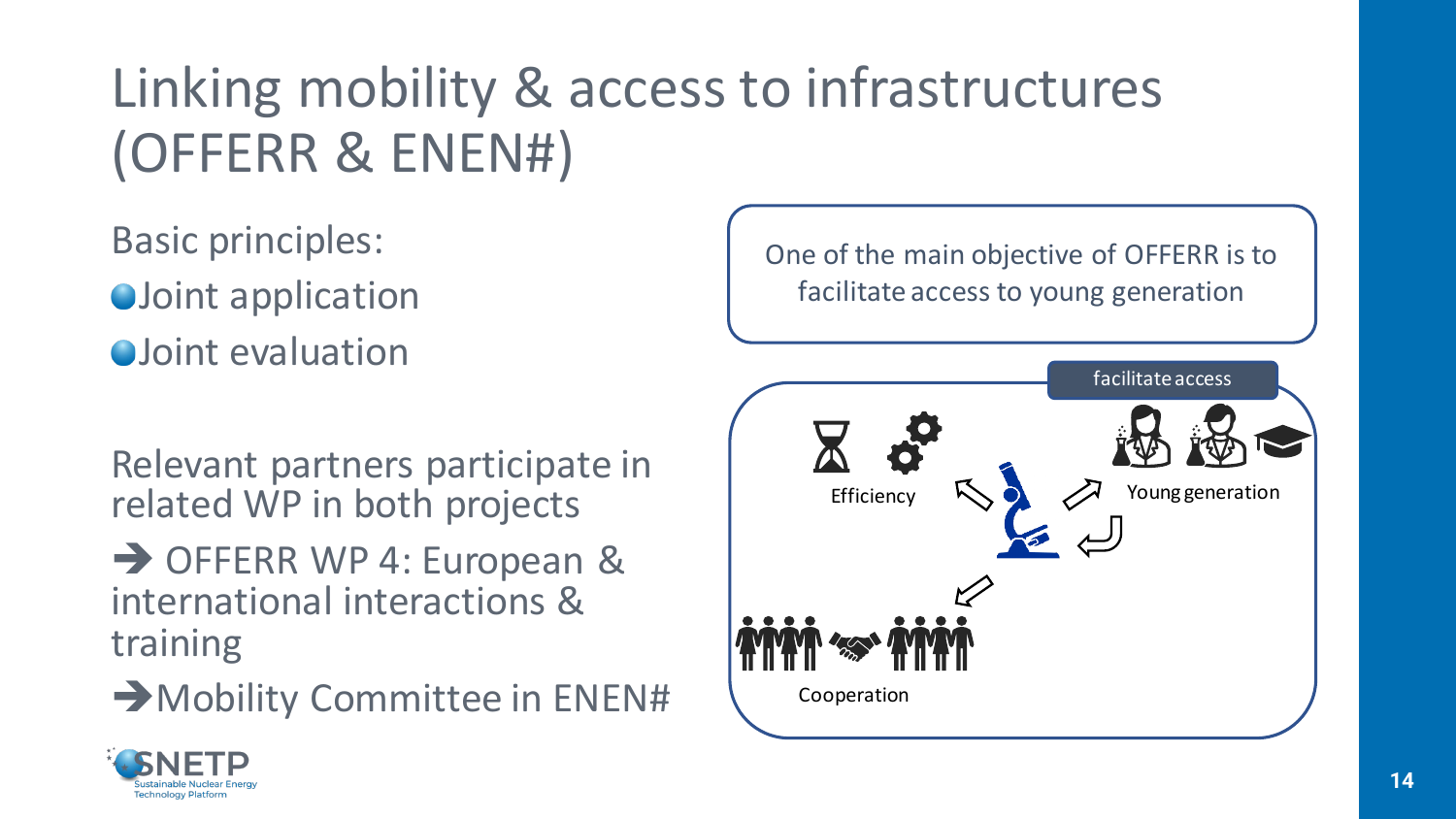# Linking mobility & access to infrastructures (OFFERR & ENEN#)

Basic principles:

- Joint application
- Joint evaluation

Relevant partners participate in related WP in both projects

➔ OFFERR WP 4: European & international interactions & training

➔ Mobility Committee in ENEN#

One of the main objective of OFFERR is to facilitate access to young generation

facilitate access

Efficiency

Young generation

Cooperation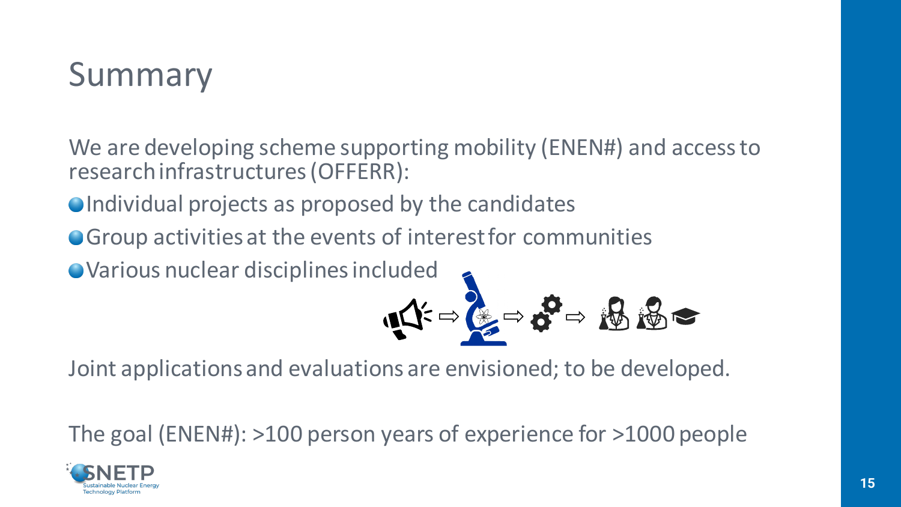# Summary

We are developing scheme supporting mobility (ENEN#) and access to research infrastructures (OFFERR):

- Individual projects as proposed by the candidates
- Group activities at the events of interest for communities
- Various nuclear disciplines included

Joint applications and evaluations are envisioned; to be developed.

The goal (ENEN#): >100 person years of experience for >1000 people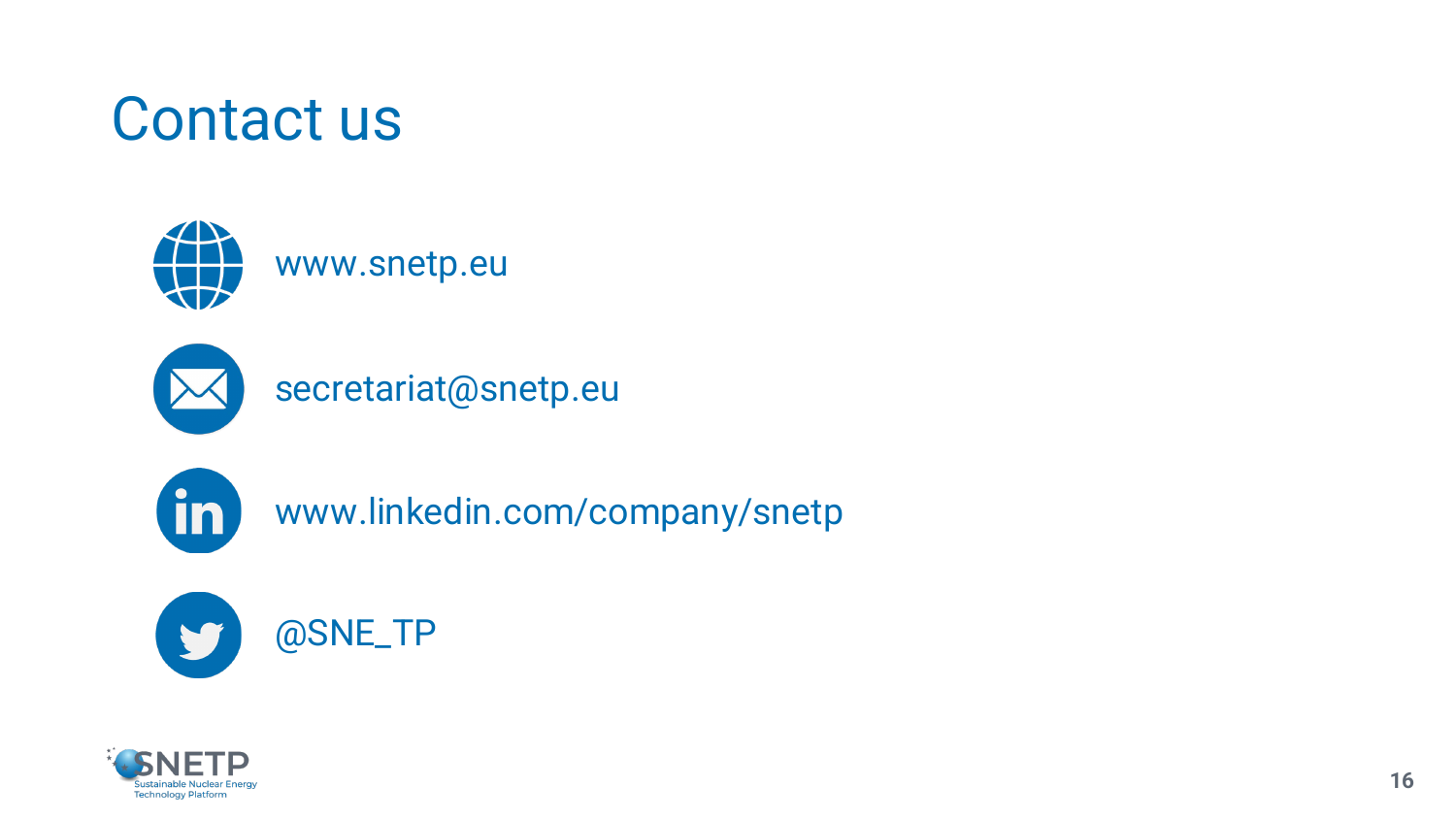# Contact us

www.snetp.eu

secretariat@snetp.eu

www.linkedin.com/company/snetp

@SNE_TP

SNETP
Sustainable Nuclear Energy
Technology Platform